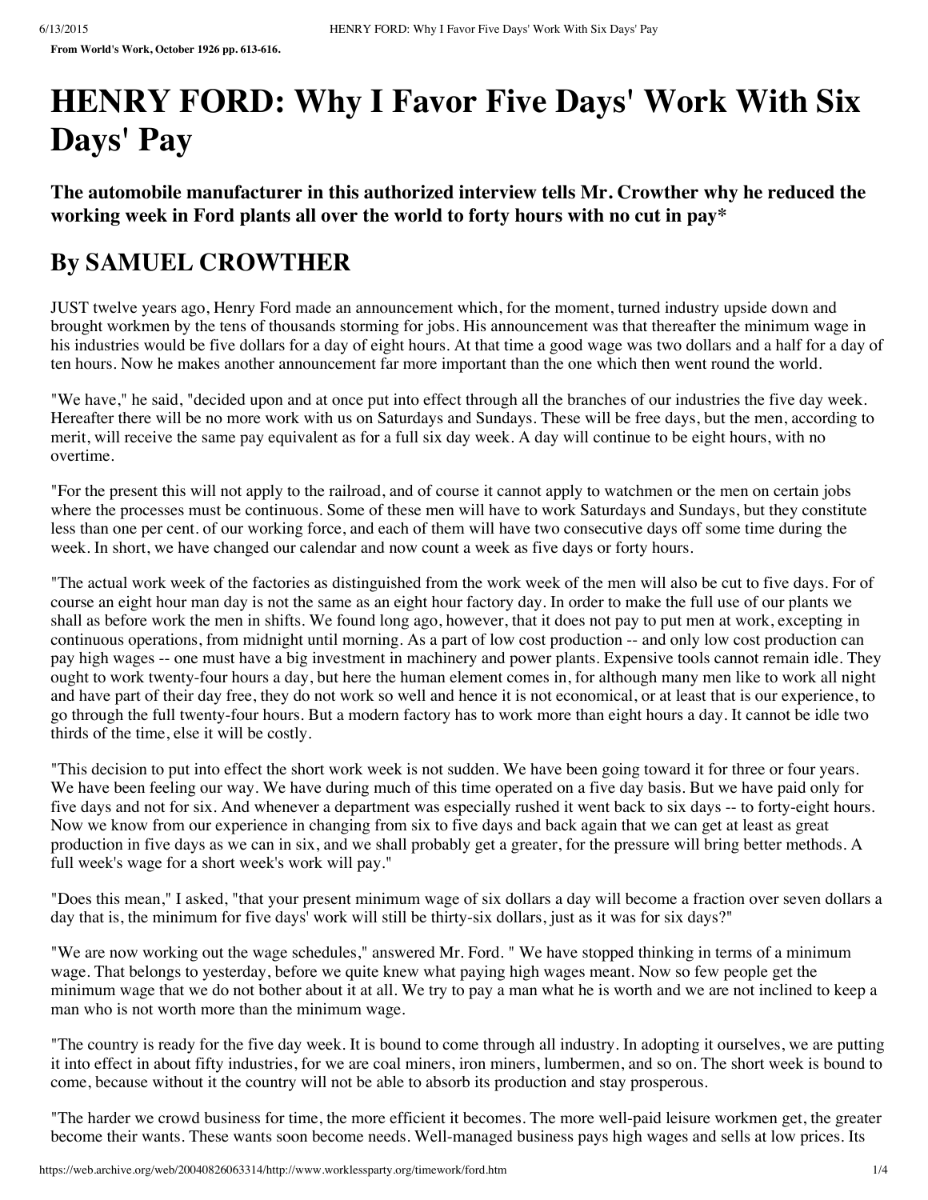From World's Work, October 1926 pp. 613-616.

# HENRY FORD: Why I Favor Five Days' Work With Six Days' Pay

## The automobile manufacturer in this authorized interview tells Mr. Crowther why he reduced the working week in Ford plants all over the world to forty hours with no cut in pay*

## By SAMUEL CROWTHER

JUST twelve years ago, Henry Ford made an announcement which, for the moment, turned industry upside down and brought workmen by the tens of thousands storming for jobs. His announcement was that thereafter the minimum wage in his industries would be five dollars for a day of eight hours. At that time a good wage was two dollars and a half for a day of ten hours. Now he makes another announcement far more important than the one which then went round the world.

"We have," he said, "decided upon and at once put into effect through all the branches of our industries the five day week. Hereafter there will be no more work with us on Saturdays and Sundays. These will be free days, but the men, according to merit, will receive the same pay equivalent as for a full six day week. A day will continue to be eight hours, with no overtime.

"For the present this will not apply to the railroad, and of course it cannot apply to watchmen or the men on certain jobs where the processes must be continuous. Some of these men will have to work Saturdays and Sundays, but they constitute less than one per cent. of our working force, and each of them will have two consecutive days off some time during the week. In short, we have changed our calendar and now count a week as five days or forty hours.

"The actual work week of the factories as distinguished from the work week of the men will also be cut to five days. For of course an eight hour man day is not the same as an eight hour factory day. In order to make the full use of our plants we shall as before work the men in shifts. We found long ago, however, that it does not pay to put men at work, excepting in continuous operations, from midnight until morning. As a part of low cost production -- and only low cost production can pay high wages -- one must have a big investment in machinery and power plants. Expensive tools cannot remain idle. They ought to work twenty-four hours a day, but here the human element comes in, for although many men like to work all night and have part of their day free, they do not work so well and hence it is not economical, or at least that is our experience, to go through the full twenty-four hours. But a modern factory has to work more than eight hours a day. It cannot be idle two thirds of the time, else it will be costly.

"This decision to put into effect the short work week is not sudden. We have been going toward it for three or four years. We have been feeling our way. We have during much of this time operated on a five day basis. But we have paid only for five days and not for six. And whenever a department was especially rushed it went back to six days -- to forty-eight hours. Now we know from our experience in changing from six to five days and back again that we can get at least as great production in five days as we can in six, and we shall probably get a greater, for the pressure will bring better methods. A full week's wage for a short week's work will pay."

"Does this mean," I asked, "that your present minimum wage of six dollars a day will become a fraction over seven dollars a day that is, the minimum for five days' work will still be thirty-six dollars, just as it was for six days?"

"We are now working out the wage schedules," answered Mr. Ford. " We have stopped thinking in terms of a minimum wage. That belongs to yesterday, before we quite knew what paying high wages meant. Now so few people get the minimum wage that we do not bother about it at all. We try to pay a man what he is worth and we are not inclined to keep a man who is not worth more than the minimum wage.

"The country is ready for the five day week. It is bound to come through all industry. In adopting it ourselves, we are putting it into effect in about fifty industries, for we are coal miners, iron miners, lumbermen, and so on. The short week is bound to come, because without it the country will not be able to absorb its production and stay prosperous.

"The harder we crowd business for time, the more efficient it becomes. The more well-paid leisure workmen get, the greater become their wants. These wants soon become needs. Well-managed business pays high wages and sells at low prices. Its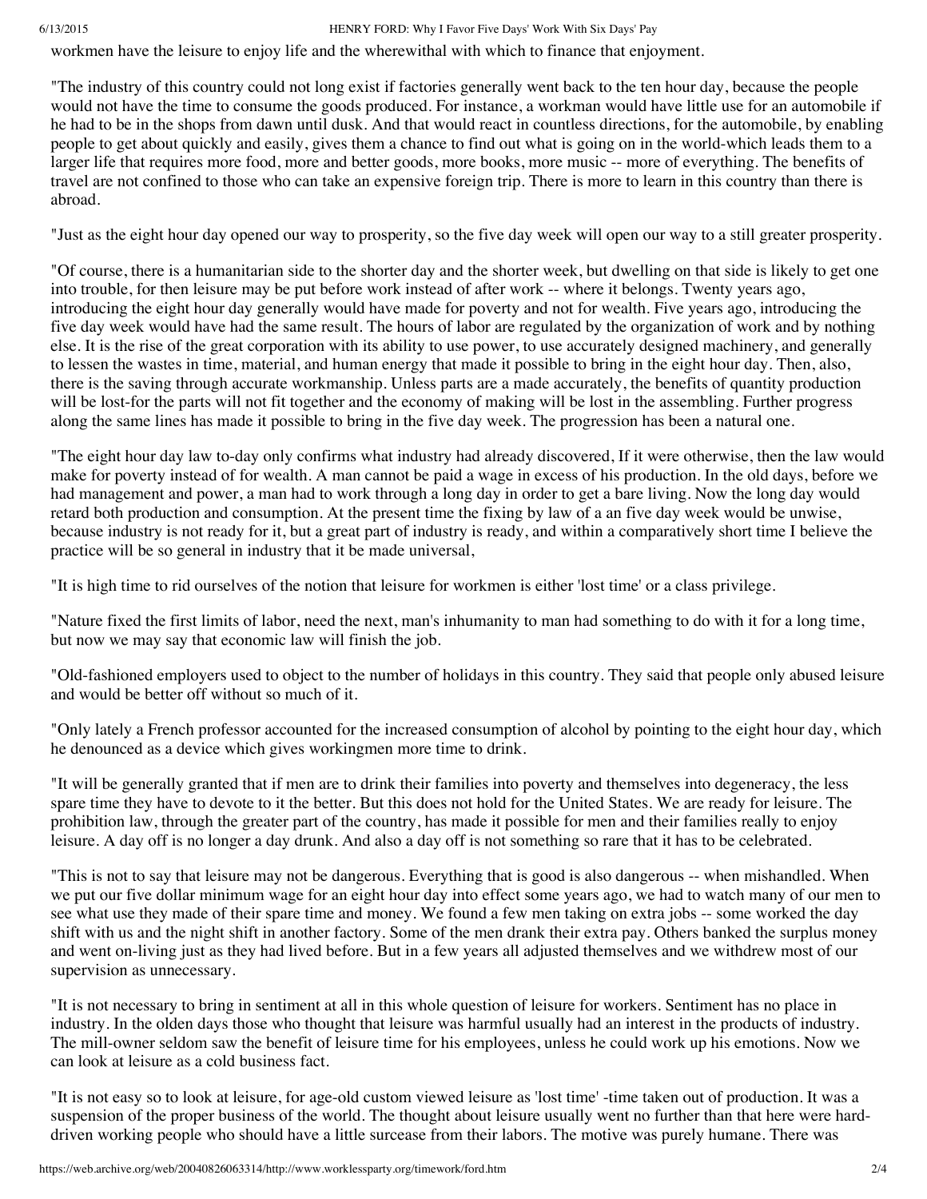workmen have the leisure to enjoy life and the wherewithal with which to finance that enjoyment.

"The industry of this country could not long exist if factories generally went back to the ten hour day, because the people would not have the time to consume the goods produced. For instance, a workman would have little use for an automobile if he had to be in the shops from dawn until dusk. And that would react in countless directions, for the automobile, by enabling people to get about quickly and easily, gives them a chance to find out what is going on in the world-which leads them to a larger life that requires more food, more and better goods, more books, more music -- more of everything. The benefits of travel are not confined to those who can take an expensive foreign trip. There is more to learn in this country than there is abroad.

"Just as the eight hour day opened our way to prosperity, so the five day week will open our way to a still greater prosperity.

"Of course, there is a humanitarian side to the shorter day and the shorter week, but dwelling on that side is likely to get one into trouble, for then leisure may be put before work instead of after work -- where it belongs. Twenty years ago, introducing the eight hour day generally would have made for poverty and not for wealth. Five years ago, introducing the five day week would have had the same result. The hours of labor are regulated by the organization of work and by nothing else. It is the rise of the great corporation with its ability to use power, to use accurately designed machinery, and generally to lessen the wastes in time, material, and human energy that made it possible to bring in the eight hour day. Then, also, there is the saving through accurate workmanship. Unless parts are a made accurately, the benefits of quantity production will be lost-for the parts will not fit together and the economy of making will be lost in the assembling. Further progress along the same lines has made it possible to bring in the five day week. The progression has been a natural one.

"The eight hour day law to-day only confirms what industry had already discovered, If it were otherwise, then the law would make for poverty instead of for wealth. A man cannot be paid a wage in excess of his production. In the old days, before we had management and power, a man had to work through a long day in order to get a bare living. Now the long day would retard both production and consumption. At the present time the fixing by law of a an five day week would be unwise, because industry is not ready for it, but a great part of industry is ready, and within a comparatively short time I believe the practice will be so general in industry that it be made universal,

"It is high time to rid ourselves of the notion that leisure for workmen is either 'lost time' or a class privilege.

"Nature fixed the first limits of labor, need the next, man's inhumanity to man had something to do with it for a long time, but now we may say that economic law will finish the job.

"Old-fashioned employers used to object to the number of holidays in this country. They said that people only abused leisure and would be better off without so much of it.

"Only lately a French professor accounted for the increased consumption of alcohol by pointing to the eight hour day, which he denounced as a device which gives workingmen more time to drink.

"It will be generally granted that if men are to drink their families into poverty and themselves into degeneracy, the less spare time they have to devote to it the better. But this does not hold for the United States. We are ready for leisure. The prohibition law, through the greater part of the country, has made it possible for men and their families really to enjoy leisure. A day off is no longer a day drunk. And also a day off is not something so rare that it has to be celebrated.

"This is not to say that leisure may not be dangerous. Everything that is good is also dangerous -- when mishandled. When we put our five dollar minimum wage for an eight hour day into effect some years ago, we had to watch many of our men to see what use they made of their spare time and money. We found a few men taking on extra jobs -- some worked the day shift with us and the night shift in another factory. Some of the men drank their extra pay. Others banked the surplus money and went on-living just as they had lived before. But in a few years all adjusted themselves and we withdrew most of our supervision as unnecessary.

"It is not necessary to bring in sentiment at all in this whole question of leisure for workers. Sentiment has no place in industry. In the olden days those who thought that leisure was harmful usually had an interest in the products of industry. The mill-owner seldom saw the benefit of leisure time for his employees, unless he could work up his emotions. Now we can look at leisure as a cold business fact.

"It is not easy so to look at leisure, for age-old custom viewed leisure as 'lost time' -time taken out of production. It was a suspension of the proper business of the world. The thought about leisure usually went no further than that here were hard-driven working people who should have a little surcease from their labors. The motive was purely humane. There was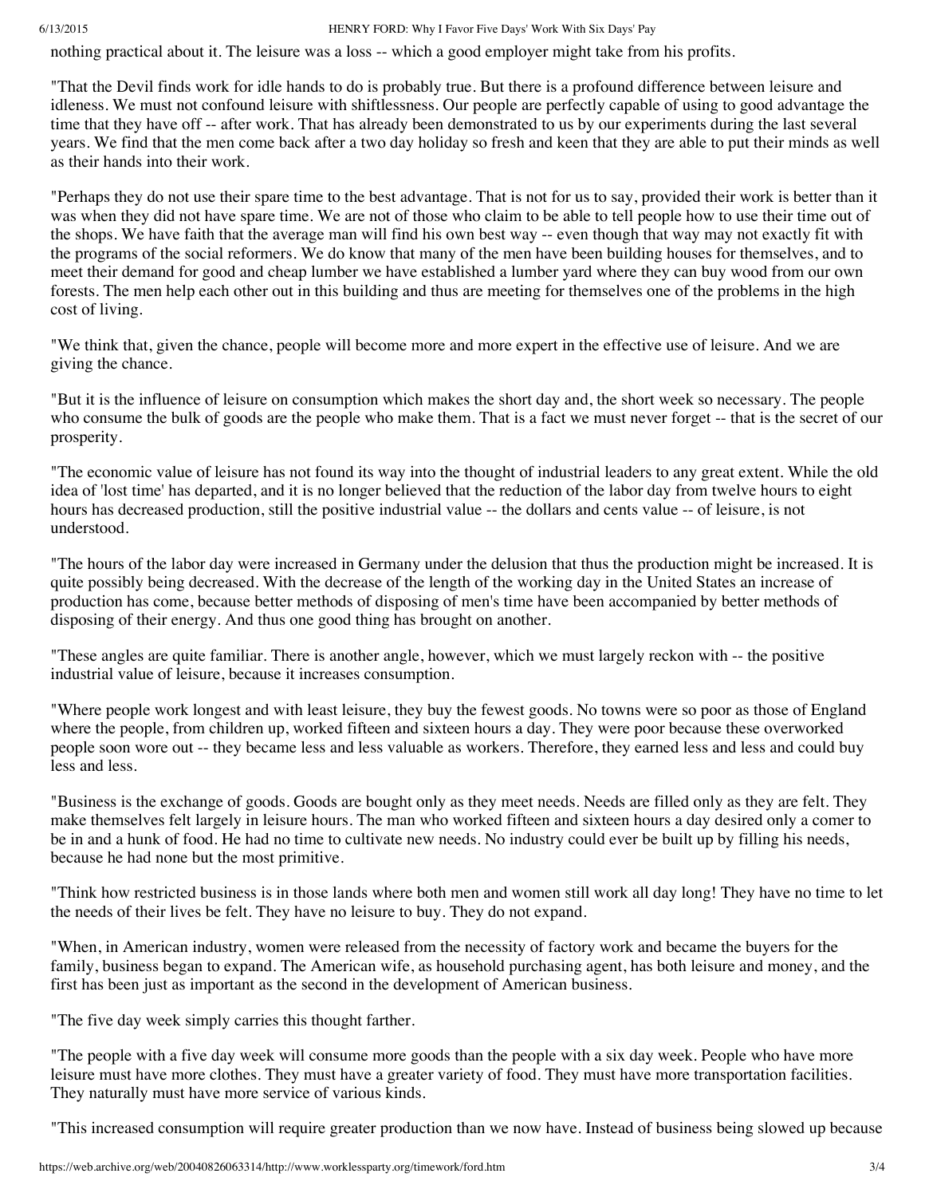nothing practical about it. The leisure was a loss -- which a good employer might take from his profits.

"That the Devil finds work for idle hands to do is probably true. But there is a profound difference between leisure and idleness. We must not confound leisure with shiftlessness. Our people are perfectly capable of using to good advantage the time that they have off -- after work. That has already been demonstrated to us by our experiments during the last several years. We find that the men come back after a two day holiday so fresh and keen that they are able to put their minds as well as their hands into their work.

"Perhaps they do not use their spare time to the best advantage. That is not for us to say, provided their work is better than it was when they did not have spare time. We are not of those who claim to be able to tell people how to use their time out of the shops. We have faith that the average man will find his own best way -- even though that way may not exactly fit with the programs of the social reformers. We do know that many of the men have been building houses for themselves, and to meet their demand for good and cheap lumber we have established a lumber yard where they can buy wood from our own forests. The men help each other out in this building and thus are meeting for themselves one of the problems in the high cost of living.

"We think that, given the chance, people will become more and more expert in the effective use of leisure. And we are giving the chance.

"But it is the influence of leisure on consumption which makes the short day and, the short week so necessary. The people who consume the bulk of goods are the people who make them. That is a fact we must never forget -- that is the secret of our prosperity.

"The economic value of leisure has not found its way into the thought of industrial leaders to any great extent. While the old idea of 'lost time' has departed, and it is no longer believed that the reduction of the labor day from twelve hours to eight hours has decreased production, still the positive industrial value -- the dollars and cents value -- of leisure, is not understood.

"The hours of the labor day were increased in Germany under the delusion that thus the production might be increased. It is quite possibly being decreased. With the decrease of the length of the working day in the United States an increase of production has come, because better methods of disposing of men's time have been accompanied by better methods of disposing of their energy. And thus one good thing has brought on another.

"These angles are quite familiar. There is another angle, however, which we must largely reckon with -- the positive industrial value of leisure, because it increases consumption.

"Where people work longest and with least leisure, they buy the fewest goods. No towns were so poor as those of England where the people, from children up, worked fifteen and sixteen hours a day. They were poor because these overworked people soon wore out -- they became less and less valuable as workers. Therefore, they earned less and less and could buy less and less.

"Business is the exchange of goods. Goods are bought only as they meet needs. Needs are filled only as they are felt. They make themselves felt largely in leisure hours. The man who worked fifteen and sixteen hours a day desired only a comer to be in and a hunk of food. He had no time to cultivate new needs. No industry could ever be built up by filling his needs, because he had none but the most primitive.

"Think how restricted business is in those lands where both men and women still work all day long! They have no time to let the needs of their lives be felt. They have no leisure to buy. They do not expand.

"When, in American industry, women were released from the necessity of factory work and became the buyers for the family, business began to expand. The American wife, as household purchasing agent, has both leisure and money, and the first has been just as important as the second in the development of American business.

"The five day week simply carries this thought farther.

"The people with a five day week will consume more goods than the people with a six day week. People who have more leisure must have more clothes. They must have a greater variety of food. They must have more transportation facilities. They naturally must have more service of various kinds.

"This increased consumption will require greater production than we now have. Instead of business being slowed up because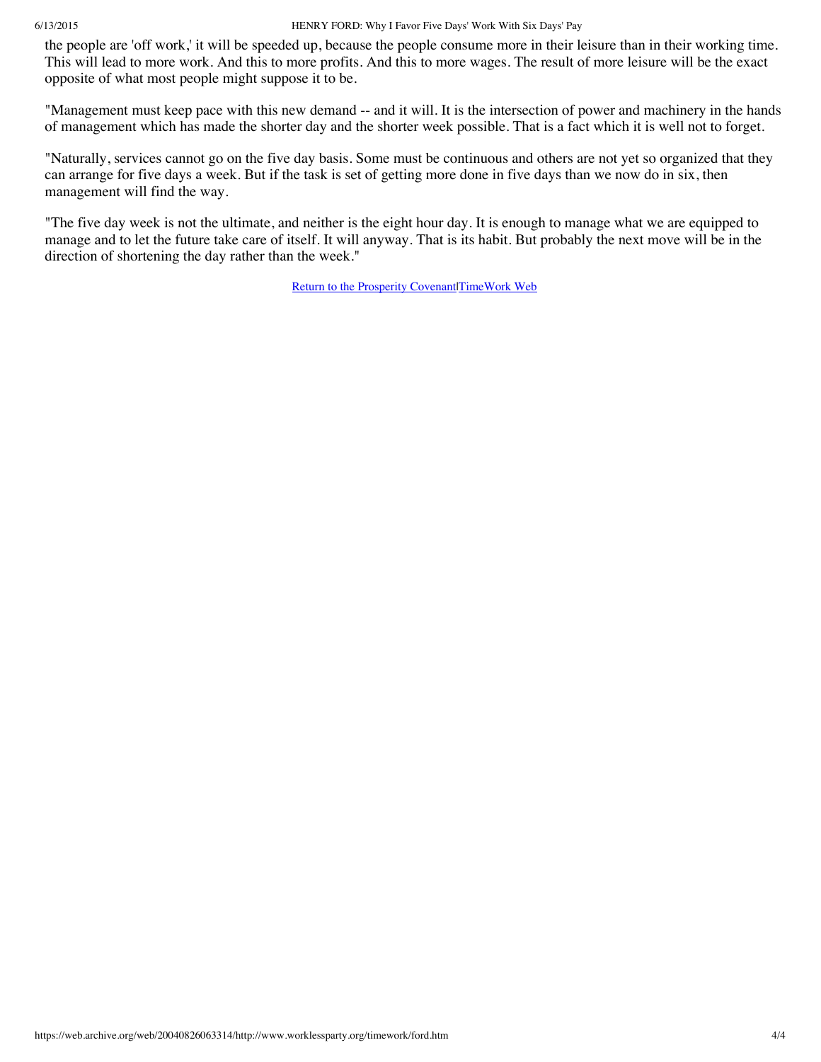the people are 'off work,' it will be speeded up, because the people consume more in their leisure than in their working time. This will lead to more work. And this to more profits. And this to more wages. The result of more leisure will be the exact opposite of what most people might suppose it to be.

"Management must keep pace with this new demand -- and it will. It is the intersection of power and machinery in the hands of management which has made the shorter day and the shorter week possible. That is a fact which it is well not to forget.

"Naturally, services cannot go on the five day basis. Some must be continuous and others are not yet so organized that they can arrange for five days a week. But if the task is set of getting more done in five days than we now do in six, then management will find the way.

"The five day week is not the ultimate, and neither is the eight hour day. It is enough to manage what we are equipped to manage and to let the future take care of itself. It will anyway. That is its habit. But probably the next move will be in the direction of shortening the day rather than the week."

Return to the Prosperity Covenant|TimeWork Web